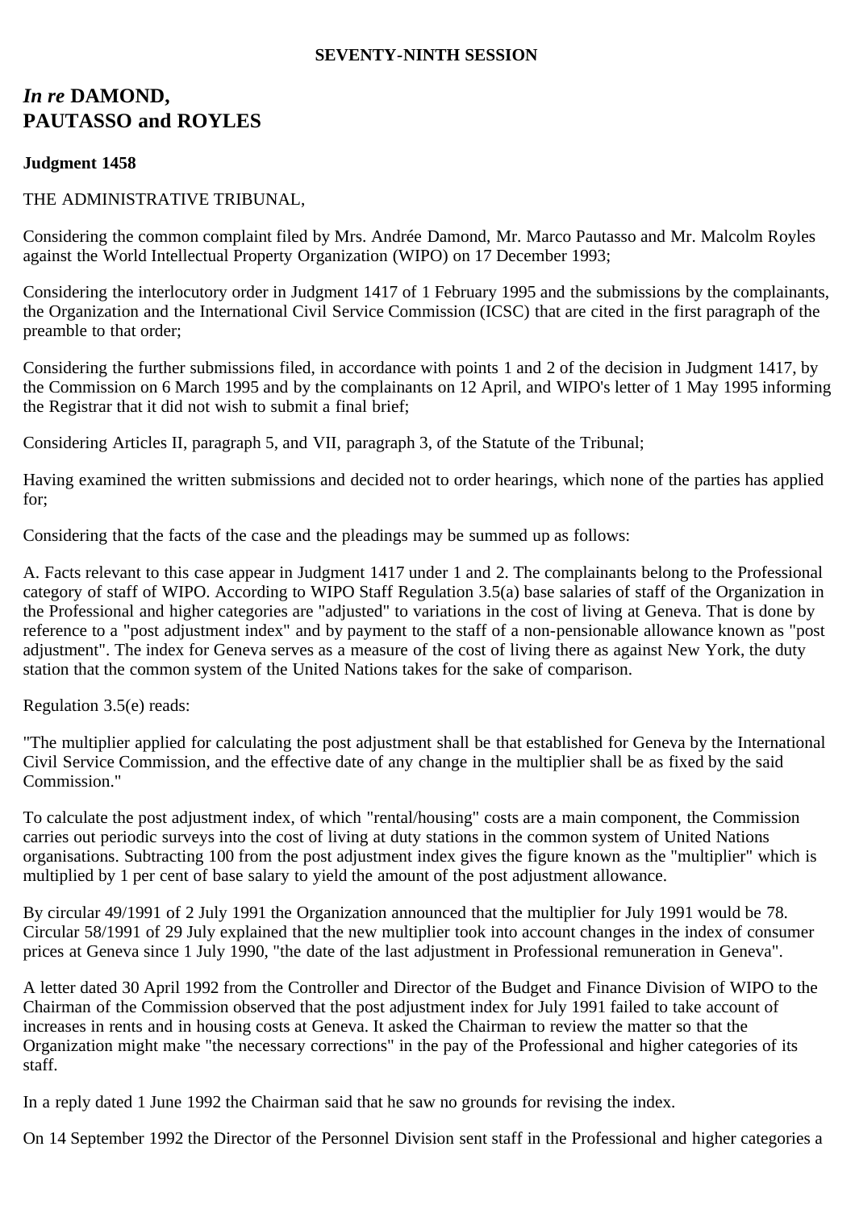**SEVENTY-NINTH SESSION**

# *In re* DAMOND, PAUTASSO and ROYLES

**Judgment 1458**

THE ADMINISTRATIVE TRIBUNAL,

Considering the common complaint filed by Mrs. Andrée Damond, Mr. Marco Pautasso and Mr. Malcolm Royles against the World Intellectual Property Organization (WIPO) on 17 December 1993;

Considering the interlocutory order in Judgment 1417 of 1 February 1995 and the submissions by the complainants, the Organization and the International Civil Service Commission (ICSC) that are cited in the first paragraph of the preamble to that order;

Considering the further submissions filed, in accordance with points 1 and 2 of the decision in Judgment 1417, by the Commission on 6 March 1995 and by the complainants on 12 April, and WIPO's letter of 1 May 1995 informing the Registrar that it did not wish to submit a final brief;

Considering Articles II, paragraph 5, and VII, paragraph 3, of the Statute of the Tribunal;

Having examined the written submissions and decided not to order hearings, which none of the parties has applied for;

Considering that the facts of the case and the pleadings may be summed up as follows:

A. Facts relevant to this case appear in Judgment 1417 under 1 and 2. The complainants belong to the Professional category of staff of WIPO. According to WIPO Staff Regulation 3.5(a) base salaries of staff of the Organization in the Professional and higher categories are "adjusted" to variations in the cost of living at Geneva. That is done by reference to a "post adjustment index" and by payment to the staff of a non-pensionable allowance known as "post adjustment". The index for Geneva serves as a measure of the cost of living there as against New York, the duty station that the common system of the United Nations takes for the sake of comparison.

Regulation 3.5(e) reads:

"The multiplier applied for calculating the post adjustment shall be that established for Geneva by the International Civil Service Commission, and the effective date of any change in the multiplier shall be as fixed by the said Commission."

To calculate the post adjustment index, of which "rental/housing" costs are a main component, the Commission carries out periodic surveys into the cost of living at duty stations in the common system of United Nations organisations. Subtracting 100 from the post adjustment index gives the figure known as the "multiplier" which is multiplied by 1 per cent of base salary to yield the amount of the post adjustment allowance.

By circular 49/1991 of 2 July 1991 the Organization announced that the multiplier for July 1991 would be 78. Circular 58/1991 of 29 July explained that the new multiplier took into account changes in the index of consumer prices at Geneva since 1 July 1990, "the date of the last adjustment in Professional remuneration in Geneva".

A letter dated 30 April 1992 from the Controller and Director of the Budget and Finance Division of WIPO to the Chairman of the Commission observed that the post adjustment index for July 1991 failed to take account of increases in rents and in housing costs at Geneva. It asked the Chairman to review the matter so that the Organization might make "the necessary corrections" in the pay of the Professional and higher categories of its staff.

In a reply dated 1 June 1992 the Chairman said that he saw no grounds for revising the index.

On 14 September 1992 the Director of the Personnel Division sent staff in the Professional and higher categories a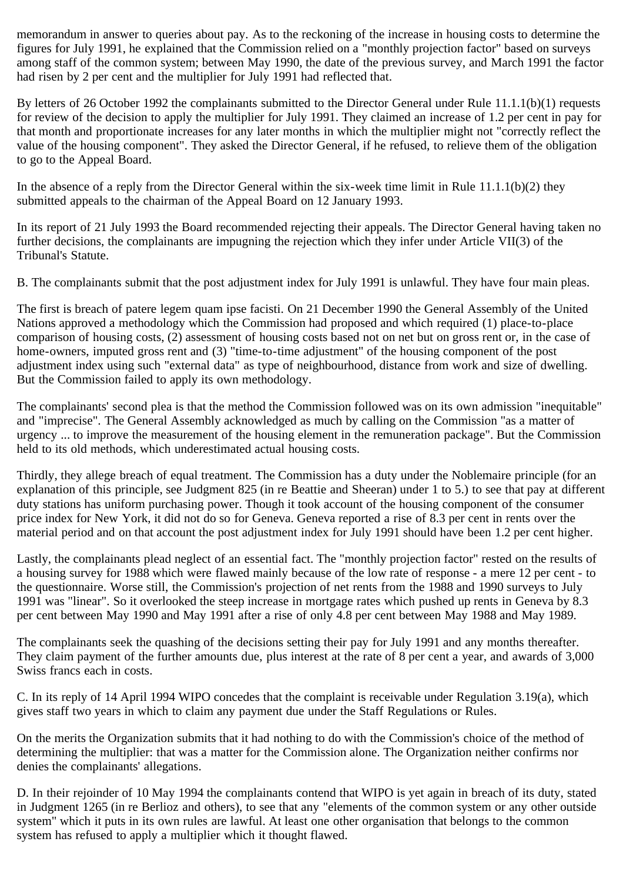memorandum in answer to queries about pay. As to the reckoning of the increase in housing costs to determine the figures for July 1991, he explained that the Commission relied on a "monthly projection factor" based on surveys among staff of the common system; between May 1990, the date of the previous survey, and March 1991 the factor had risen by 2 per cent and the multiplier for July 1991 had reflected that.

By letters of 26 October 1992 the complainants submitted to the Director General under Rule 11.1.1(b)(1) requests for review of the decision to apply the multiplier for July 1991. They claimed an increase of 1.2 per cent in pay for that month and proportionate increases for any later months in which the multiplier might not "correctly reflect the value of the housing component". They asked the Director General, if he refused, to relieve them of the obligation to go to the Appeal Board.

In the absence of a reply from the Director General within the six-week time limit in Rule 11.1.1(b)(2) they submitted appeals to the chairman of the Appeal Board on 12 January 1993.

In its report of 21 July 1993 the Board recommended rejecting their appeals. The Director General having taken no further decisions, the complainants are impugning the rejection which they infer under Article VII(3) of the Tribunal's Statute.

B. The complainants submit that the post adjustment index for July 1991 is unlawful. They have four main pleas.

The first is breach of patere legem quam ipse facisti. On 21 December 1990 the General Assembly of the United Nations approved a methodology which the Commission had proposed and which required (1) place-to-place comparison of housing costs, (2) assessment of housing costs based not on net but on gross rent or, in the case of home-owners, imputed gross rent and (3) "time-to-time adjustment" of the housing component of the post adjustment index using such "external data" as type of neighbourhood, distance from work and size of dwelling. But the Commission failed to apply its own methodology.

The complainants' second plea is that the method the Commission followed was on its own admission "inequitable" and "imprecise". The General Assembly acknowledged as much by calling on the Commission "as a matter of urgency ... to improve the measurement of the housing element in the remuneration package". But the Commission held to its old methods, which underestimated actual housing costs.

Thirdly, they allege breach of equal treatment. The Commission has a duty under the Noblemaire principle (for an explanation of this principle, see Judgment 825 (in re Beattie and Sheeran) under 1 to 5.) to see that pay at different duty stations has uniform purchasing power. Though it took account of the housing component of the consumer price index for New York, it did not do so for Geneva. Geneva reported a rise of 8.3 per cent in rents over the material period and on that account the post adjustment index for July 1991 should have been 1.2 per cent higher.

Lastly, the complainants plead neglect of an essential fact. The "monthly projection factor" rested on the results of a housing survey for 1988 which were flawed mainly because of the low rate of response - a mere 12 per cent - to the questionnaire. Worse still, the Commission's projection of net rents from the 1988 and 1990 surveys to July 1991 was "linear". So it overlooked the steep increase in mortgage rates which pushed up rents in Geneva by 8.3 per cent between May 1990 and May 1991 after a rise of only 4.8 per cent between May 1988 and May 1989.

The complainants seek the quashing of the decisions setting their pay for July 1991 and any months thereafter. They claim payment of the further amounts due, plus interest at the rate of 8 per cent a year, and awards of 3,000 Swiss francs each in costs.

C. In its reply of 14 April 1994 WIPO concedes that the complaint is receivable under Regulation 3.19(a), which gives staff two years in which to claim any payment due under the Staff Regulations or Rules.

On the merits the Organization submits that it had nothing to do with the Commission's choice of the method of determining the multiplier: that was a matter for the Commission alone. The Organization neither confirms nor denies the complainants' allegations.

D. In their rejoinder of 10 May 1994 the complainants contend that WIPO is yet again in breach of its duty, stated in Judgment 1265 (in re Berlioz and others), to see that any "elements of the common system or any other outside system" which it puts in its own rules are lawful. At least one other organisation that belongs to the common system has refused to apply a multiplier which it thought flawed.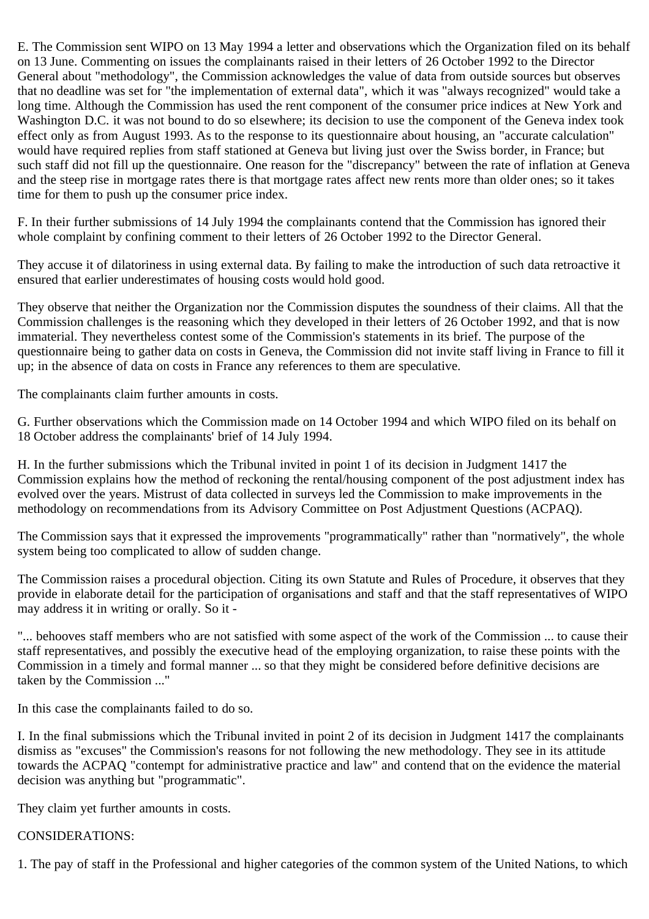E. The Commission sent WIPO on 13 May 1994 a letter and observations which the Organization filed on its behalf on 13 June. Commenting on issues the complainants raised in their letters of 26 October 1992 to the Director General about "methodology", the Commission acknowledges the value of data from outside sources but observes that no deadline was set for "the implementation of external data", which it was "always recognized" would take a long time. Although the Commission has used the rent component of the consumer price indices at New York and Washington D.C. it was not bound to do so elsewhere; its decision to use the component of the Geneva index took effect only as from August 1993. As to the response to its questionnaire about housing, an "accurate calculation" would have required replies from staff stationed at Geneva but living just over the Swiss border, in France; but such staff did not fill up the questionnaire. One reason for the "discrepancy" between the rate of inflation at Geneva and the steep rise in mortgage rates there is that mortgage rates affect new rents more than older ones; so it takes time for them to push up the consumer price index.

F. In their further submissions of 14 July 1994 the complainants contend that the Commission has ignored their whole complaint by confining comment to their letters of 26 October 1992 to the Director General.

They accuse it of dilatoriness in using external data. By failing to make the introduction of such data retroactive it ensured that earlier underestimates of housing costs would hold good.

They observe that neither the Organization nor the Commission disputes the soundness of their claims. All that the Commission challenges is the reasoning which they developed in their letters of 26 October 1992, and that is now immaterial. They nevertheless contest some of the Commission's statements in its brief. The purpose of the questionnaire being to gather data on costs in Geneva, the Commission did not invite staff living in France to fill it up; in the absence of data on costs in France any references to them are speculative.

The complainants claim further amounts in costs.

G. Further observations which the Commission made on 14 October 1994 and which WIPO filed on its behalf on 18 October address the complainants' brief of 14 July 1994.

H. In the further submissions which the Tribunal invited in point 1 of its decision in Judgment 1417 the Commission explains how the method of reckoning the rental/housing component of the post adjustment index has evolved over the years. Mistrust of data collected in surveys led the Commission to make improvements in the methodology on recommendations from its Advisory Committee on Post Adjustment Questions (ACPAQ).

The Commission says that it expressed the improvements "programmatically" rather than "normatively", the whole system being too complicated to allow of sudden change.

The Commission raises a procedural objection. Citing its own Statute and Rules of Procedure, it observes that they provide in elaborate detail for the participation of organisations and staff and that the staff representatives of WIPO may address it in writing or orally. So it -

"... behooves staff members who are not satisfied with some aspect of the work of the Commission ... to cause their staff representatives, and possibly the executive head of the employing organization, to raise these points with the Commission in a timely and formal manner ... so that they might be considered before definitive decisions are taken by the Commission ..."

In this case the complainants failed to do so.

I. In the final submissions which the Tribunal invited in point 2 of its decision in Judgment 1417 the complainants dismiss as "excuses" the Commission's reasons for not following the new methodology. They see in its attitude towards the ACPAQ "contempt for administrative practice and law" and contend that on the evidence the material decision was anything but "programmatic".

They claim yet further amounts in costs.

CONSIDERATIONS:

1. The pay of staff in the Professional and higher categories of the common system of the United Nations, to which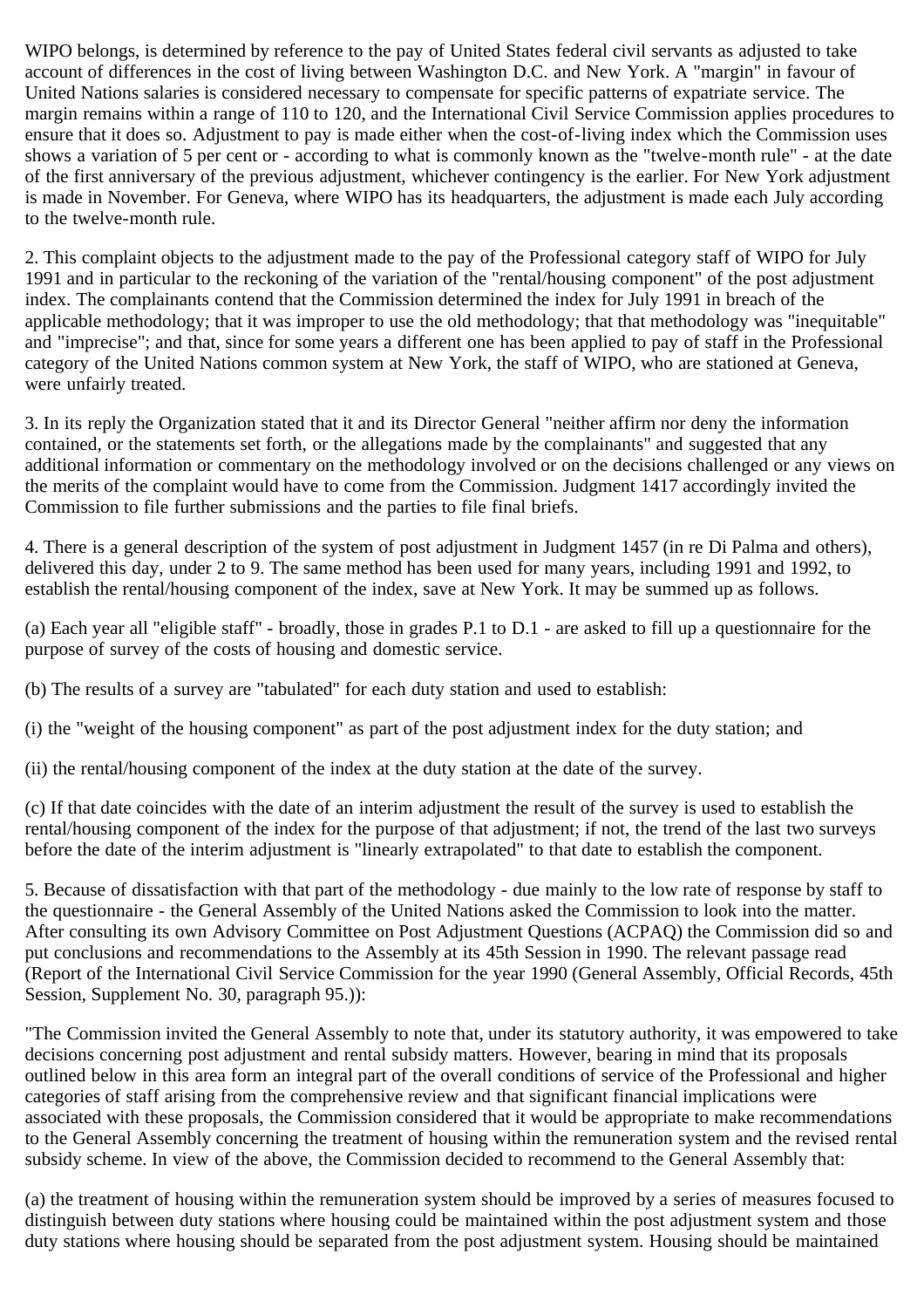WIPO belongs, is determined by reference to the pay of United States federal civil servants as adjusted to take account of differences in the cost of living between Washington D.C. and New York. A "margin" in favour of United Nations salaries is considered necessary to compensate for specific patterns of expatriate service. The margin remains within a range of 110 to 120, and the International Civil Service Commission applies procedures to ensure that it does so. Adjustment to pay is made either when the cost-of-living index which the Commission uses shows a variation of 5 per cent or - according to what is commonly known as the "twelve-month rule" - at the date of the first anniversary of the previous adjustment, whichever contingency is the earlier. For New York adjustment is made in November. For Geneva, where WIPO has its headquarters, the adjustment is made each July according to the twelve-month rule.

2. This complaint objects to the adjustment made to the pay of the Professional category staff of WIPO for July 1991 and in particular to the reckoning of the variation of the "rental/housing component" of the post adjustment index. The complainants contend that the Commission determined the index for July 1991 in breach of the applicable methodology; that it was improper to use the old methodology; that that methodology was "inequitable" and "imprecise"; and that, since for some years a different one has been applied to pay of staff in the Professional category of the United Nations common system at New York, the staff of WIPO, who are stationed at Geneva, were unfairly treated.

3. In its reply the Organization stated that it and its Director General "neither affirm nor deny the information contained, or the statements set forth, or the allegations made by the complainants" and suggested that any additional information or commentary on the methodology involved or on the decisions challenged or any views on the merits of the complaint would have to come from the Commission. Judgment 1417 accordingly invited the Commission to file further submissions and the parties to file final briefs.

4. There is a general description of the system of post adjustment in Judgment 1457 (in re Di Palma and others), delivered this day, under 2 to 9. The same method has been used for many years, including 1991 and 1992, to establish the rental/housing component of the index, save at New York. It may be summed up as follows.

(a) Each year all "eligible staff" - broadly, those in grades P.1 to D.1 - are asked to fill up a questionnaire for the purpose of survey of the costs of housing and domestic service.

(b) The results of a survey are "tabulated" for each duty station and used to establish:

(i) the "weight of the housing component" as part of the post adjustment index for the duty station; and

(ii) the rental/housing component of the index at the duty station at the date of the survey.

(c) If that date coincides with the date of an interim adjustment the result of the survey is used to establish the rental/housing component of the index for the purpose of that adjustment; if not, the trend of the last two surveys before the date of the interim adjustment is "linearly extrapolated" to that date to establish the component.

5. Because of dissatisfaction with that part of the methodology - due mainly to the low rate of response by staff to the questionnaire - the General Assembly of the United Nations asked the Commission to look into the matter. After consulting its own Advisory Committee on Post Adjustment Questions (ACPAQ) the Commission did so and put conclusions and recommendations to the Assembly at its 45th Session in 1990. The relevant passage read (Report of the International Civil Service Commission for the year 1990 (General Assembly, Official Records, 45th Session, Supplement No. 30, paragraph 95.)):

"The Commission invited the General Assembly to note that, under its statutory authority, it was empowered to take decisions concerning post adjustment and rental subsidy matters. However, bearing in mind that its proposals outlined below in this area form an integral part of the overall conditions of service of the Professional and higher categories of staff arising from the comprehensive review and that significant financial implications were associated with these proposals, the Commission considered that it would be appropriate to make recommendations to the General Assembly concerning the treatment of housing within the remuneration system and the revised rental subsidy scheme. In view of the above, the Commission decided to recommend to the General Assembly that:

(a) the treatment of housing within the remuneration system should be improved by a series of measures focused to distinguish between duty stations where housing could be maintained within the post adjustment system and those duty stations where housing should be separated from the post adjustment system. Housing should be maintained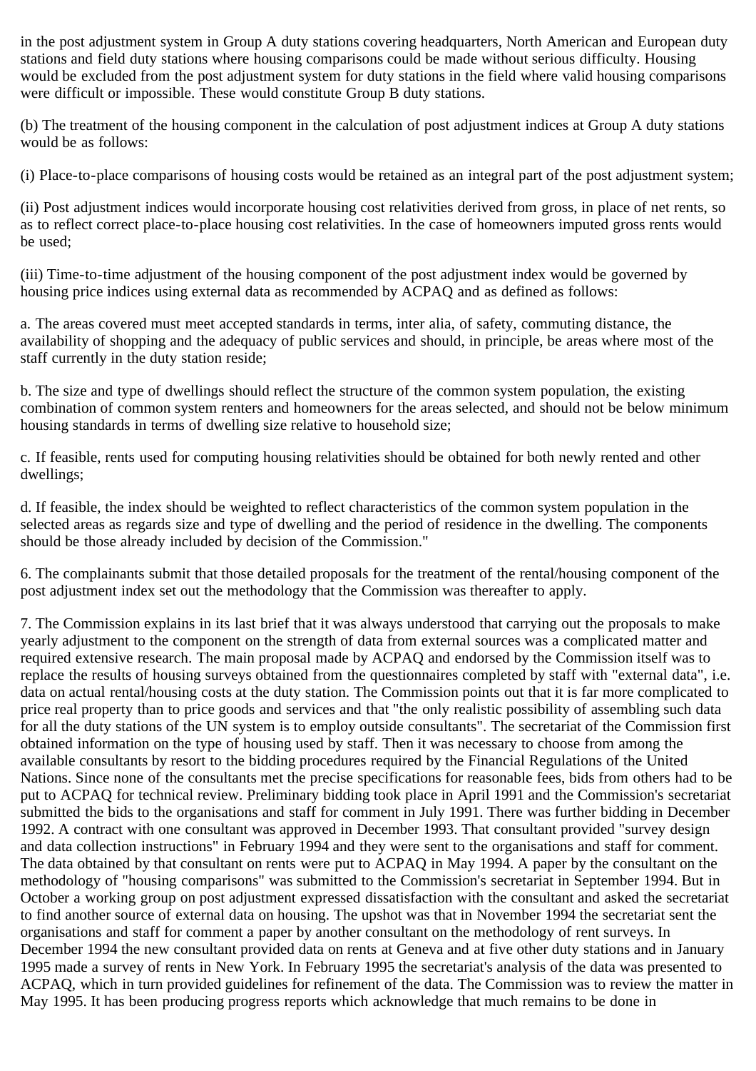in the post adjustment system in Group A duty stations covering headquarters, North American and European duty stations and field duty stations where housing comparisons could be made without serious difficulty. Housing would be excluded from the post adjustment system for duty stations in the field where valid housing comparisons were difficult or impossible. These would constitute Group B duty stations.

(b) The treatment of the housing component in the calculation of post adjustment indices at Group A duty stations would be as follows:

(i) Place-to-place comparisons of housing costs would be retained as an integral part of the post adjustment system;

(ii) Post adjustment indices would incorporate housing cost relativities derived from gross, in place of net rents, so as to reflect correct place-to-place housing cost relativities. In the case of homeowners imputed gross rents would be used;

(iii) Time-to-time adjustment of the housing component of the post adjustment index would be governed by housing price indices using external data as recommended by ACPAQ and as defined as follows:

a. The areas covered must meet accepted standards in terms, inter alia, of safety, commuting distance, the availability of shopping and the adequacy of public services and should, in principle, be areas where most of the staff currently in the duty station reside;

b. The size and type of dwellings should reflect the structure of the common system population, the existing combination of common system renters and homeowners for the areas selected, and should not be below minimum housing standards in terms of dwelling size relative to household size;

c. If feasible, rents used for computing housing relativities should be obtained for both newly rented and other dwellings;

d. If feasible, the index should be weighted to reflect characteristics of the common system population in the selected areas as regards size and type of dwelling and the period of residence in the dwelling. The components should be those already included by decision of the Commission."

6. The complainants submit that those detailed proposals for the treatment of the rental/housing component of the post adjustment index set out the methodology that the Commission was thereafter to apply.

7. The Commission explains in its last brief that it was always understood that carrying out the proposals to make yearly adjustment to the component on the strength of data from external sources was a complicated matter and required extensive research. The main proposal made by ACPAQ and endorsed by the Commission itself was to replace the results of housing surveys obtained from the questionnaires completed by staff with "external data", i.e. data on actual rental/housing costs at the duty station. The Commission points out that it is far more complicated to price real property than to price goods and services and that "the only realistic possibility of assembling such data for all the duty stations of the UN system is to employ outside consultants". The secretariat of the Commission first obtained information on the type of housing used by staff. Then it was necessary to choose from among the available consultants by resort to the bidding procedures required by the Financial Regulations of the United Nations. Since none of the consultants met the precise specifications for reasonable fees, bids from others had to be put to ACPAQ for technical review. Preliminary bidding took place in April 1991 and the Commission's secretariat submitted the bids to the organisations and staff for comment in July 1991. There was further bidding in December 1992. A contract with one consultant was approved in December 1993. That consultant provided "survey design and data collection instructions" in February 1994 and they were sent to the organisations and staff for comment. The data obtained by that consultant on rents were put to ACPAQ in May 1994. A paper by the consultant on the methodology of "housing comparisons" was submitted to the Commission's secretariat in September 1994. But in October a working group on post adjustment expressed dissatisfaction with the consultant and asked the secretariat to find another source of external data on housing. The upshot was that in November 1994 the secretariat sent the organisations and staff for comment a paper by another consultant on the methodology of rent surveys. In December 1994 the new consultant provided data on rents at Geneva and at five other duty stations and in January 1995 made a survey of rents in New York. In February 1995 the secretariat's analysis of the data was presented to ACPAQ, which in turn provided guidelines for refinement of the data. The Commission was to review the matter in May 1995. It has been producing progress reports which acknowledge that much remains to be done in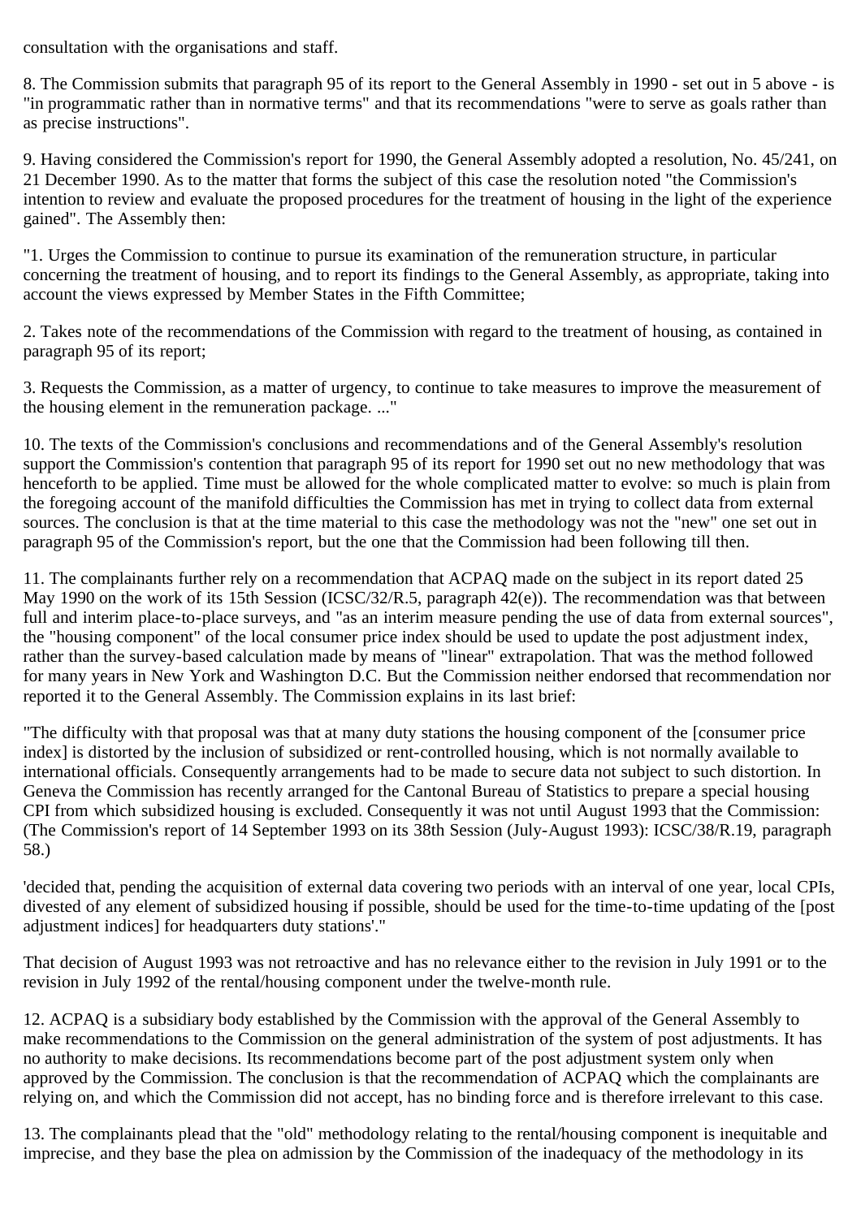consultation with the organisations and staff.

8. The Commission submits that paragraph 95 of its report to the General Assembly in 1990 - set out in 5 above - is "in programmatic rather than in normative terms" and that its recommendations "were to serve as goals rather than as precise instructions".

9. Having considered the Commission's report for 1990, the General Assembly adopted a resolution, No. 45/241, on 21 December 1990. As to the matter that forms the subject of this case the resolution noted "the Commission's intention to review and evaluate the proposed procedures for the treatment of housing in the light of the experience gained". The Assembly then:

"1. Urges the Commission to continue to pursue its examination of the remuneration structure, in particular concerning the treatment of housing, and to report its findings to the General Assembly, as appropriate, taking into account the views expressed by Member States in the Fifth Committee;

2. Takes note of the recommendations of the Commission with regard to the treatment of housing, as contained in paragraph 95 of its report;

3. Requests the Commission, as a matter of urgency, to continue to take measures to improve the measurement of the housing element in the remuneration package. ..."

10. The texts of the Commission's conclusions and recommendations and of the General Assembly's resolution support the Commission's contention that paragraph 95 of its report for 1990 set out no new methodology that was henceforth to be applied. Time must be allowed for the whole complicated matter to evolve: so much is plain from the foregoing account of the manifold difficulties the Commission has met in trying to collect data from external sources. The conclusion is that at the time material to this case the methodology was not the "new" one set out in paragraph 95 of the Commission's report, but the one that the Commission had been following till then.

11. The complainants further rely on a recommendation that ACPAQ made on the subject in its report dated 25 May 1990 on the work of its 15th Session (ICSC/32/R.5, paragraph 42(e)). The recommendation was that between full and interim place-to-place surveys, and "as an interim measure pending the use of data from external sources", the "housing component" of the local consumer price index should be used to update the post adjustment index, rather than the survey-based calculation made by means of "linear" extrapolation. That was the method followed for many years in New York and Washington D.C. But the Commission neither endorsed that recommendation nor reported it to the General Assembly. The Commission explains in its last brief:

"The difficulty with that proposal was that at many duty stations the housing component of the [consumer price index] is distorted by the inclusion of subsidized or rent-controlled housing, which is not normally available to international officials. Consequently arrangements had to be made to secure data not subject to such distortion. In Geneva the Commission has recently arranged for the Cantonal Bureau of Statistics to prepare a special housing CPI from which subsidized housing is excluded. Consequently it was not until August 1993 that the Commission: (The Commission's report of 14 September 1993 on its 38th Session (July-August 1993): ICSC/38/R.19, paragraph 58.)

'decided that, pending the acquisition of external data covering two periods with an interval of one year, local CPIs, divested of any element of subsidized housing if possible, should be used for the time-to-time updating of the [post adjustment indices] for headquarters duty stations'."

That decision of August 1993 was not retroactive and has no relevance either to the revision in July 1991 or to the revision in July 1992 of the rental/housing component under the twelve-month rule.

12. ACPAQ is a subsidiary body established by the Commission with the approval of the General Assembly to make recommendations to the Commission on the general administration of the system of post adjustments. It has no authority to make decisions. Its recommendations become part of the post adjustment system only when approved by the Commission. The conclusion is that the recommendation of ACPAQ which the complainants are relying on, and which the Commission did not accept, has no binding force and is therefore irrelevant to this case.

13. The complainants plead that the "old" methodology relating to the rental/housing component is inequitable and imprecise, and they base the plea on admission by the Commission of the inadequacy of the methodology in its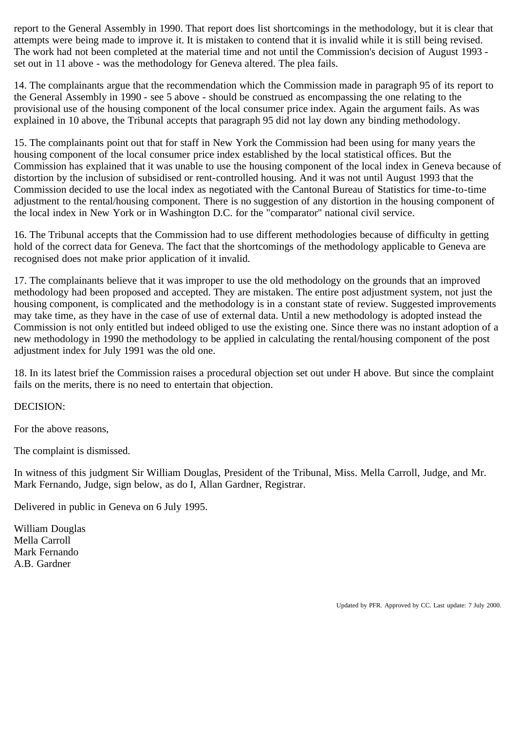report to the General Assembly in 1990. That report does list shortcomings in the methodology, but it is clear that attempts were being made to improve it. It is mistaken to contend that it is invalid while it is still being revised. The work had not been completed at the material time and not until the Commission's decision of August 1993 - set out in 11 above - was the methodology for Geneva altered. The plea fails.

14. The complainants argue that the recommendation which the Commission made in paragraph 95 of its report to the General Assembly in 1990 - see 5 above - should be construed as encompassing the one relating to the provisional use of the housing component of the local consumer price index. Again the argument fails. As was explained in 10 above, the Tribunal accepts that paragraph 95 did not lay down any binding methodology.

15. The complainants point out that for staff in New York the Commission had been using for many years the housing component of the local consumer price index established by the local statistical offices. But the Commission has explained that it was unable to use the housing component of the local index in Geneva because of distortion by the inclusion of subsidised or rent-controlled housing. And it was not until August 1993 that the Commission decided to use the local index as negotiated with the Cantonal Bureau of Statistics for time-to-time adjustment to the rental/housing component. There is no suggestion of any distortion in the housing component of the local index in New York or in Washington D.C. for the "comparator" national civil service.

16. The Tribunal accepts that the Commission had to use different methodologies because of difficulty in getting hold of the correct data for Geneva. The fact that the shortcomings of the methodology applicable to Geneva are recognised does not make prior application of it invalid.

17. The complainants believe that it was improper to use the old methodology on the grounds that an improved methodology had been proposed and accepted. They are mistaken. The entire post adjustment system, not just the housing component, is complicated and the methodology is in a constant state of review. Suggested improvements may take time, as they have in the case of use of external data. Until a new methodology is adopted instead the Commission is not only entitled but indeed obliged to use the existing one. Since there was no instant adoption of a new methodology in 1990 the methodology to be applied in calculating the rental/housing component of the post adjustment index for July 1991 was the old one.

18. In its latest brief the Commission raises a procedural objection set out under H above. But since the complaint fails on the merits, there is no need to entertain that objection.

DECISION:

For the above reasons,

The complaint is dismissed.

In witness of this judgment Sir William Douglas, President of the Tribunal, Miss. Mella Carroll, Judge, and Mr. Mark Fernando, Judge, sign below, as do I, Allan Gardner, Registrar.

Delivered in public in Geneva on 6 July 1995.

William Douglas
Mella Carroll
Mark Fernando
A.B. Gardner

Updated by PFR. Approved by CC. Last update: 7 July 2000.